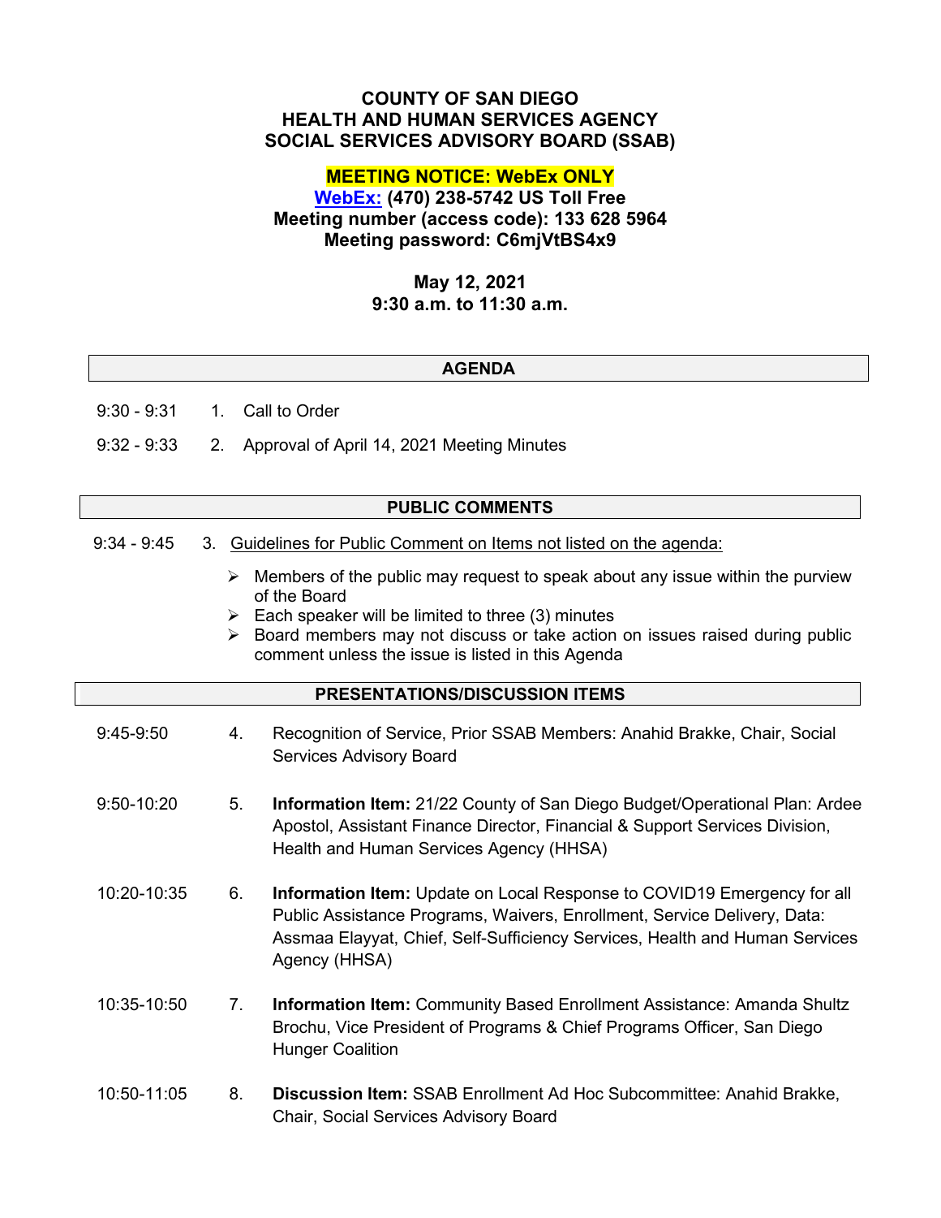# COUNTY OF SAN DIEGO
# HEALTH AND HUMAN SERVICES AGENCY
# SOCIAL SERVICES ADVISORY BOARD (SSAB)

**MEETING NOTICE: WebEx ONLY**
**WebEx: (470) 238-5742 US Toll Free**
**Meeting number (access code): 133 628 5964**
**Meeting password: C6mjVtBS4x9**

**May 12, 2021**
**9:30 a.m. to 11:30 a.m.**

## AGENDA

9:30 - 9:31 1. Call to Order

9:32 - 9:33 2. Approval of April 14, 2021 Meeting Minutes

## PUBLIC COMMENTS

9:34 - 9:45 3. Guidelines for Public Comment on Items not listed on the agenda:

- Members of the public may request to speak about any issue within the purview of the Board
- Each speaker will be limited to three (3) minutes
- Board members may not discuss or take action on issues raised during public comment unless the issue is listed in this Agenda

## PRESENTATIONS/DISCUSSION ITEMS

9:45-9:50 4. Recognition of Service, Prior SSAB Members: Anahid Brakke, Chair, Social Services Advisory Board

9:50-10:20 5. **Information Item:** 21/22 County of San Diego Budget/Operational Plan: Ardee Apostol, Assistant Finance Director, Financial & Support Services Division, Health and Human Services Agency (HHSA)

10:20-10:35 6. **Information Item:** Update on Local Response to COVID19 Emergency for all Public Assistance Programs, Waivers, Enrollment, Service Delivery, Data: Assmaa Elayyat, Chief, Self-Sufficiency Services, Health and Human Services Agency (HHSA)

10:35-10:50 7. **Information Item:** Community Based Enrollment Assistance: Amanda Shultz Brochu, Vice President of Programs & Chief Programs Officer, San Diego Hunger Coalition

10:50-11:05 8. **Discussion Item:** SSAB Enrollment Ad Hoc Subcommittee: Anahid Brakke, Chair, Social Services Advisory Board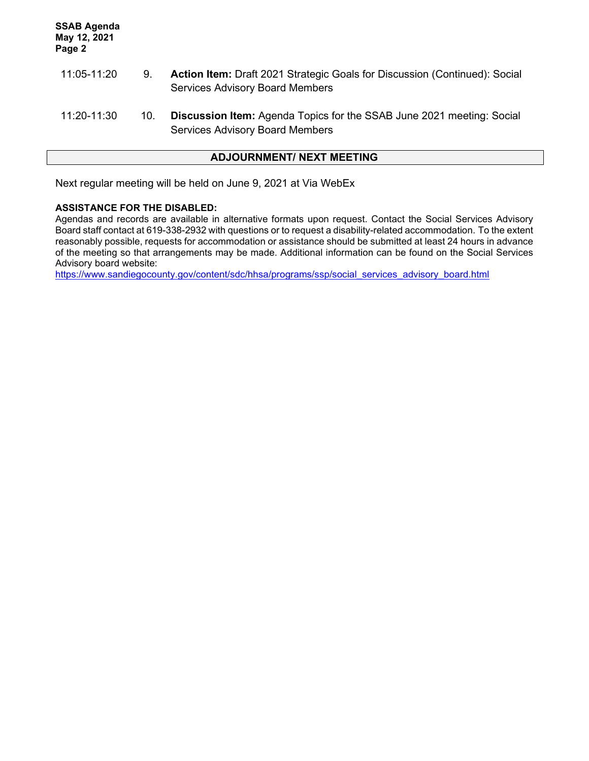| | | |
|---|---|---|
| 11:05-11:20 | 9. | **Action Item:** Draft 2021 Strategic Goals for Discussion (Continued): Social Services Advisory Board Members |
| 11:20-11:30 | 10. | **Discussion Item:** Agenda Topics for the SSAB June 2021 meeting: Social Services Advisory Board Members |

## ADJOURNMENT/ NEXT MEETING

Next regular meeting will be held on June 9, 2021 at Via WebEx

**ASSISTANCE FOR THE DISABLED:**
Agendas and records are available in alternative formats upon request. Contact the Social Services Advisory Board staff contact at 619-338-2932 with questions or to request a disability-related accommodation. To the extent reasonably possible, requests for accommodation or assistance should be submitted at least 24 hours in advance of the meeting so that arrangements may be made. Additional information can be found on the Social Services Advisory board website:
https://www.sandiegocounty.gov/content/sdc/hhsa/programs/ssp/social_services_advisory_board.html